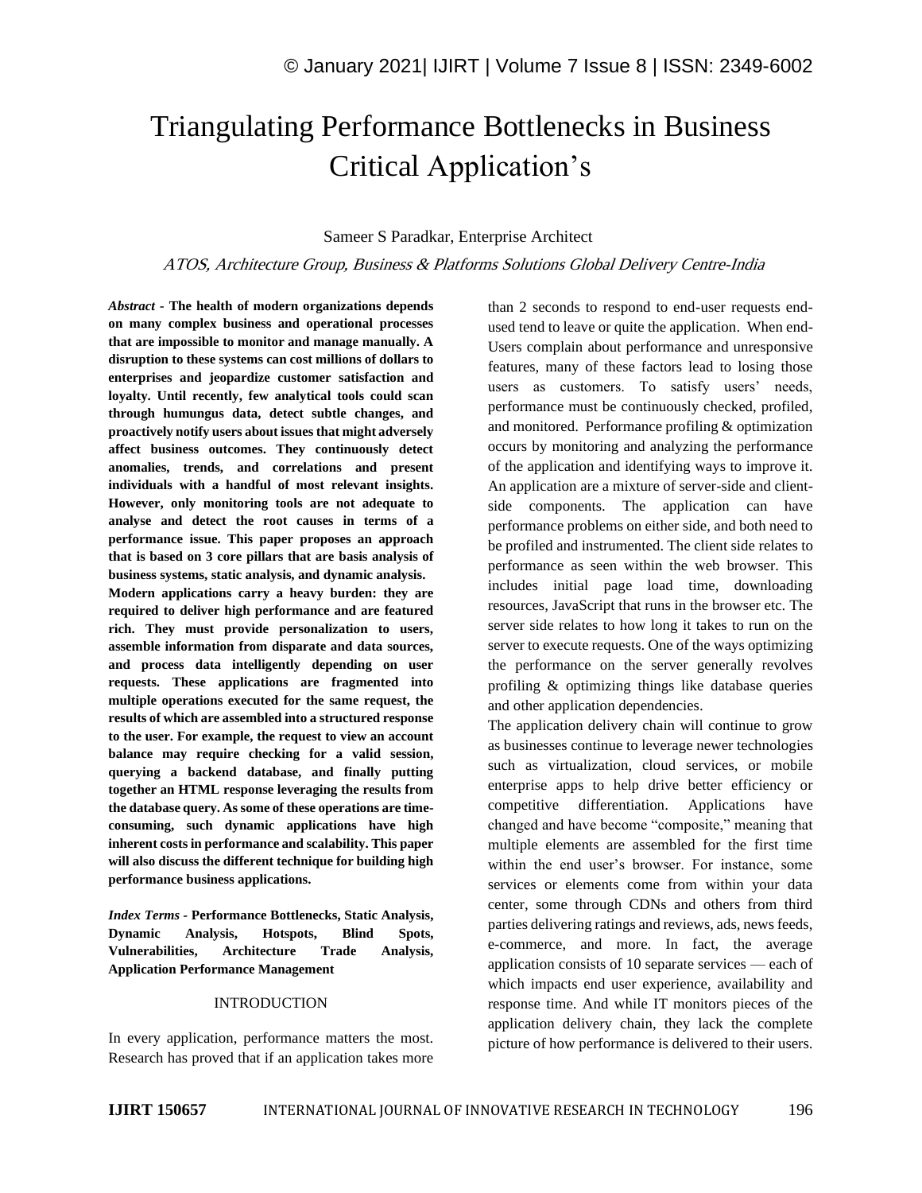# Triangulating Performance Bottlenecks in Business Critical Application's

Sameer S Paradkar, Enterprise Architect

*ATOS, Architecture Group, Business & Platforms Solutions Global Delivery Centre-India*

***Abstract* - The health of modern organizations depends on many complex business and operational processes that are impossible to monitor and manage manually. A disruption to these systems can cost millions of dollars to enterprises and jeopardize customer satisfaction and loyalty. Until recently, few analytical tools could scan through humungus data, detect subtle changes, and proactively notify users about issues that might adversely affect business outcomes. They continuously detect anomalies, trends, and correlations and present individuals with a handful of most relevant insights. However, only monitoring tools are not adequate to analyse and detect the root causes in terms of a performance issue. This paper proposes an approach that is based on 3 core pillars that are basis analysis of business systems, static analysis, and dynamic analysis.**

**Modern applications carry a heavy burden: they are required to deliver high performance and are featured rich. They must provide personalization to users, assemble information from disparate and data sources, and process data intelligently depending on user requests. These applications are fragmented into multiple operations executed for the same request, the results of which are assembled into a structured response to the user. For example, the request to view an account balance may require checking for a valid session, querying a backend database, and finally putting together an HTML response leveraging the results from the database query. As some of these operations are time-consuming, such dynamic applications have high inherent costs in performance and scalability. This paper will also discuss the different technique for building high performance business applications.**

***Index Terms* - Performance Bottlenecks, Static Analysis, Dynamic Analysis, Hotspots, Blind Spots, Vulnerabilities, Architecture Trade Analysis, Application Performance Management**

## INTRODUCTION

In every application, performance matters the most. Research has proved that if an application takes more than 2 seconds to respond to end-user requests end-used tend to leave or quite the application. When end-Users complain about performance and unresponsive features, many of these factors lead to losing those users as customers. To satisfy users' needs, performance must be continuously checked, profiled, and monitored. Performance profiling & optimization occurs by monitoring and analyzing the performance of the application and identifying ways to improve it. An application are a mixture of server-side and client-side components. The application can have performance problems on either side, and both need to be profiled and instrumented. The client side relates to performance as seen within the web browser. This includes initial page load time, downloading resources, JavaScript that runs in the browser etc. The server side relates to how long it takes to run on the server to execute requests. One of the ways optimizing the performance on the server generally revolves profiling & optimizing things like database queries and other application dependencies.

The application delivery chain will continue to grow as businesses continue to leverage newer technologies such as virtualization, cloud services, or mobile enterprise apps to help drive better efficiency or competitive differentiation. Applications have changed and have become "composite," meaning that multiple elements are assembled for the first time within the end user's browser. For instance, some services or elements come from within your data center, some through CDNs and others from third parties delivering ratings and reviews, ads, news feeds, e-commerce, and more. In fact, the average application consists of 10 separate services — each of which impacts end user experience, availability and response time. And while IT monitors pieces of the application delivery chain, they lack the complete picture of how performance is delivered to their users.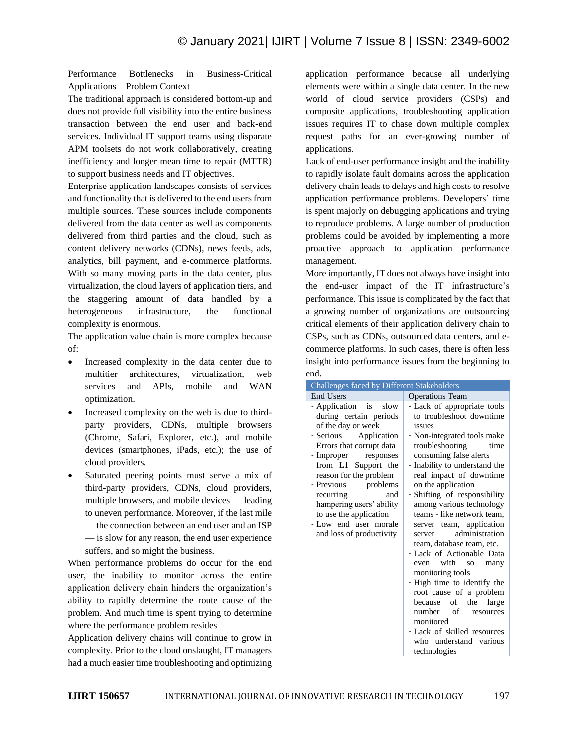Performance Bottlenecks in Business-Critical Applications – Problem Context

The traditional approach is considered bottom-up and does not provide full visibility into the entire business transaction between the end user and back-end services. Individual IT support teams using disparate APM toolsets do not work collaboratively, creating inefficiency and longer mean time to repair (MTTR) to support business needs and IT objectives.

Enterprise application landscapes consists of services and functionality that is delivered to the end users from multiple sources. These sources include components delivered from the data center as well as components delivered from third parties and the cloud, such as content delivery networks (CDNs), news feeds, ads, analytics, bill payment, and e-commerce platforms. With so many moving parts in the data center, plus virtualization, the cloud layers of application tiers, and the staggering amount of data handled by a heterogeneous infrastructure, the functional complexity is enormous.

The application value chain is more complex because of:

- Increased complexity in the data center due to multitier architectures, virtualization, web services and APIs, mobile and WAN optimization.
- Increased complexity on the web is due to third-party providers, CDNs, multiple browsers (Chrome, Safari, Explorer, etc.), and mobile devices (smartphones, iPads, etc.); the use of cloud providers.
- Saturated peering points must serve a mix of third-party providers, CDNs, cloud providers, multiple browsers, and mobile devices — leading to uneven performance. Moreover, if the last mile — the connection between an end user and an ISP — is slow for any reason, the end user experience suffers, and so might the business.

When performance problems do occur for the end user, the inability to monitor across the entire application delivery chain hinders the organization's ability to rapidly determine the route cause of the problem. And much time is spent trying to determine where the performance problem resides

Application delivery chains will continue to grow in complexity. Prior to the cloud onslaught, IT managers had a much easier time troubleshooting and optimizing application performance because all underlying elements were within a single data center. In the new world of cloud service providers (CSPs) and composite applications, troubleshooting application issues requires IT to chase down multiple complex request paths for an ever-growing number of applications.

Lack of end-user performance insight and the inability to rapidly isolate fault domains across the application delivery chain leads to delays and high costs to resolve application performance problems. Developers' time is spent majorly on debugging applications and trying to reproduce problems. A large number of production problems could be avoided by implementing a more proactive approach to application performance management.

More importantly, IT does not always have insight into the end-user impact of the IT infrastructure's performance. This issue is complicated by the fact that a growing number of organizations are outsourcing critical elements of their application delivery chain to CSPs, such as CDNs, outsourced data centers, and e-commerce platforms. In such cases, there is often less insight into performance issues from the beginning to end.

| Challenges faced by Different Stakeholders | |
|---|---|
| End Users | Operations Team |
| - Application is slow during certain periods of the day or week<br>- Serious Application Errors that corrupt data<br>- Improper responses from L1 Support the reason for the problem<br>- Previous problems recurring and hampering users' ability to use the application<br>- Low end user morale and loss of productivity | - Lack of appropriate tools to troubleshoot downtime issues<br>- Non-integrated tools make troubleshooting time consuming false alerts<br>- Inability to understand the real impact of downtime on the application<br>- Shifting of responsibility among various technology teams - like network team, server team, application server administration team, database team, etc.<br>- Lack of Actionable Data even with so many monitoring tools<br>- High time to identify the root cause of a problem because of the large number of resources monitored<br>- Lack of skilled resources who understand various technologies |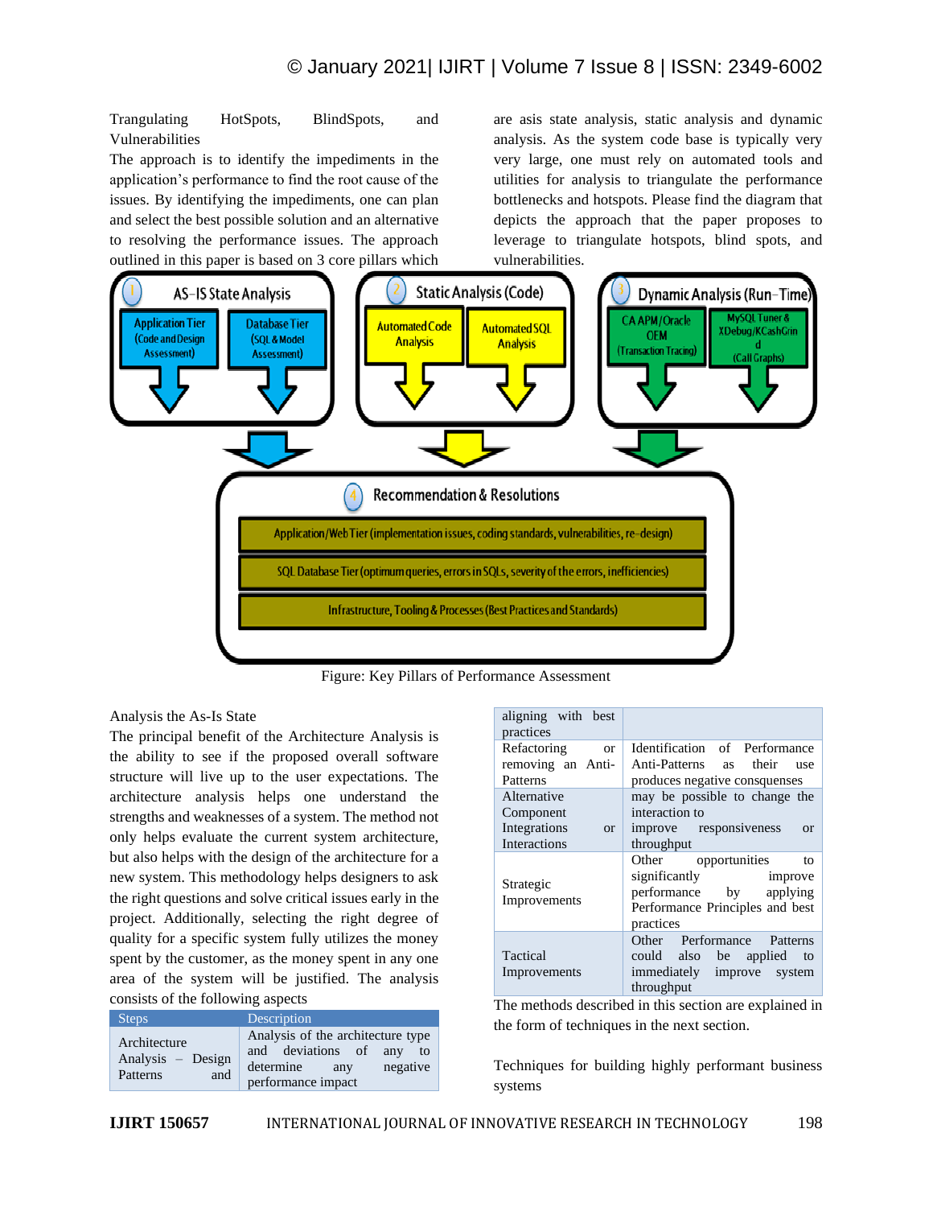Trangulating HotSpots, BlindSpots, and Vulnerabilities

The approach is to identify the impediments in the application's performance to find the root cause of the issues. By identifying the impediments, one can plan and select the best possible solution and an alternative to resolving the performance issues. The approach outlined in this paper is based on 3 core pillars which are asis state analysis, static analysis and dynamic analysis. As the system code base is typically very very large, one must rely on automated tools and utilities for analysis to triangulate the performance bottlenecks and hotspots. Please find the diagram that depicts the approach that the paper proposes to leverage to triangulate hotspots, blind spots, and vulnerabilities.

1 AS-IS State Analysis
- Application Tier (Code and Design Assessment)
- Database Tier (SQL & Model Assessment)

2 Static Analysis (Code)
- Automated Code Analysis
- Automated SQL Analysis

3 Dynamic Analysis (Run-Time)
- CA APM/Oracle OEM (Transaction Tracing)
- MySQL Tuner & XDebug/KCashGrind (Call Graphs)

4 Recommendation & Resolutions
- Application/Web Tier (implementation issues, coding standards, vulnerabilities, re-design)
- SQL Database Tier (optimum queries, errors in SQLs, severity of the errors, inefficiencies)
- Infrastructure, Tooling & Processes (Best Practices and Standards)

Figure: Key Pillars of Performance Assessment

Analysis the As-Is State

The principal benefit of the Architecture Analysis is the ability to see if the proposed overall software structure will live up to the user expectations. The architecture analysis helps one understand the strengths and weaknesses of a system. The method not only helps evaluate the current system architecture, but also helps with the design of the architecture for a new system. This methodology helps designers to ask the right questions and solve critical issues early in the project. Additionally, selecting the right degree of quality for a specific system fully utilizes the money spent by the customer, as the money spent in any one area of the system will be justified. The analysis consists of the following aspects

| Steps | Description |
|---|---|
| Architecture Analysis – Design Patterns and aligning with best practices | Analysis of the architecture type and deviations of any to determine any negative performance impact |
| Refactoring or removing an Anti-Patterns | Identification of Performance Anti-Patterns as their use produces negative consquenses |
| Alternative Component Integrations or Interactions | may be possible to change the interaction to improve responsiveness or throughput |
| Strategic Improvements | Other opportunities to significantly improve performance by applying Performance Principles and best practices |
| Tactical Improvements | Other Performance Patterns could also be applied to immediately improve system throughput |

The methods described in this section are explained in the form of techniques in the next section.

Techniques for building highly performant business systems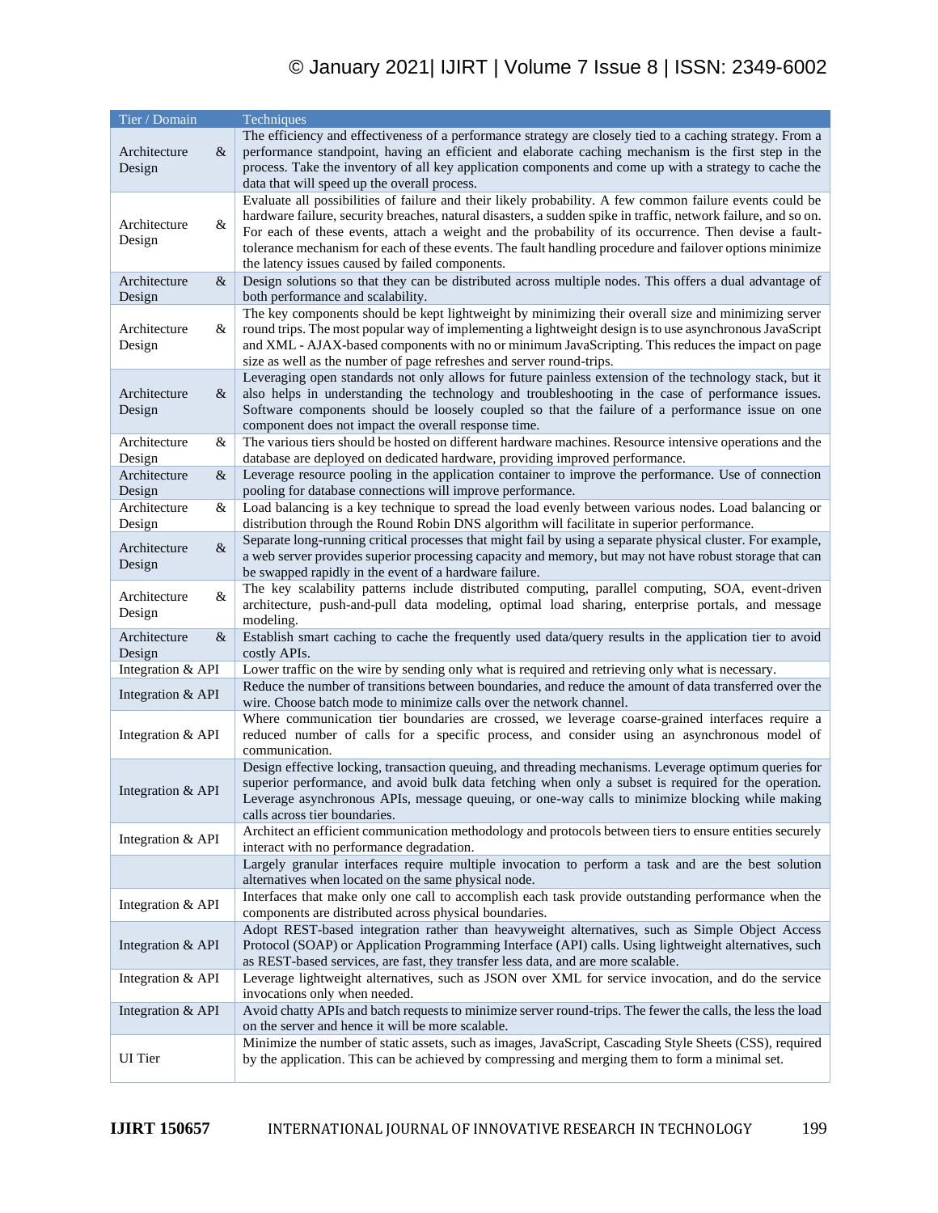| Tier / Domain | Techniques |
|---|---|
| Architecture & Design | The efficiency and effectiveness of a performance strategy are closely tied to a caching strategy. From a performance standpoint, having an efficient and elaborate caching mechanism is the first step in the process. Take the inventory of all key application components and come up with a strategy to cache the data that will speed up the overall process. |
| Architecture & Design | Evaluate all possibilities of failure and their likely probability. A few common failure events could be hardware failure, security breaches, natural disasters, a sudden spike in traffic, network failure, and so on. For each of these events, attach a weight and the probability of its occurrence. Then devise a fault-tolerance mechanism for each of these events. The fault handling procedure and failover options minimize the latency issues caused by failed components. |
| Architecture & Design | Design solutions so that they can be distributed across multiple nodes. This offers a dual advantage of both performance and scalability. |
| Architecture & Design | The key components should be kept lightweight by minimizing their overall size and minimizing server round trips. The most popular way of implementing a lightweight design is to use asynchronous JavaScript and XML - AJAX-based components with no or minimum JavaScripting. This reduces the impact on page size as well as the number of page refreshes and server round-trips. |
| Architecture & Design | Leveraging open standards not only allows for future painless extension of the technology stack, but it also helps in understanding the technology and troubleshooting in the case of performance issues. Software components should be loosely coupled so that the failure of a performance issue on one component does not impact the overall response time. |
| Architecture & Design | The various tiers should be hosted on different hardware machines. Resource intensive operations and the database are deployed on dedicated hardware, providing improved performance. |
| Architecture & Design | Leverage resource pooling in the application container to improve the performance. Use of connection pooling for database connections will improve performance. |
| Architecture & Design | Load balancing is a key technique to spread the load evenly between various nodes. Load balancing or distribution through the Round Robin DNS algorithm will facilitate in superior performance. |
| Architecture & Design | Separate long-running critical processes that might fail by using a separate physical cluster. For example, a web server provides superior processing capacity and memory, but may not have robust storage that can be swapped rapidly in the event of a hardware failure. |
| Architecture & Design | The key scalability patterns include distributed computing, parallel computing, SOA, event-driven architecture, push-and-pull data modeling, optimal load sharing, enterprise portals, and message modeling. |
| Architecture & Design | Establish smart caching to cache the frequently used data/query results in the application tier to avoid costly APIs. |
| Integration & API | Lower traffic on the wire by sending only what is required and retrieving only what is necessary. |
| Integration & API | Reduce the number of transitions between boundaries, and reduce the amount of data transferred over the wire. Choose batch mode to minimize calls over the network channel. |
| Integration & API | Where communication tier boundaries are crossed, we leverage coarse-grained interfaces require a reduced number of calls for a specific process, and consider using an asynchronous model of communication. |
| Integration & API | Design effective locking, transaction queuing, and threading mechanisms. Leverage optimum queries for superior performance, and avoid bulk data fetching when only a subset is required for the operation. Leverage asynchronous APIs, message queuing, or one-way calls to minimize blocking while making calls across tier boundaries. |
| Integration & API | Architect an efficient communication methodology and protocols between tiers to ensure entities securely interact with no performance degradation. |
| | Largely granular interfaces require multiple invocation to perform a task and are the best solution alternatives when located on the same physical node. |
| Integration & API | Interfaces that make only one call to accomplish each task provide outstanding performance when the components are distributed across physical boundaries. |
| Integration & API | Adopt REST-based integration rather than heavyweight alternatives, such as Simple Object Access Protocol (SOAP) or Application Programming Interface (API) calls. Using lightweight alternatives, such as REST-based services, are fast, they transfer less data, and are more scalable. |
| Integration & API | Leverage lightweight alternatives, such as JSON over XML for service invocation, and do the service invocations only when needed. |
| Integration & API | Avoid chatty APIs and batch requests to minimize server round-trips. The fewer the calls, the less the load on the server and hence it will be more scalable. |
| UI Tier | Minimize the number of static assets, such as images, JavaScript, Cascading Style Sheets (CSS), required by the application. This can be achieved by compressing and merging them to form a minimal set. |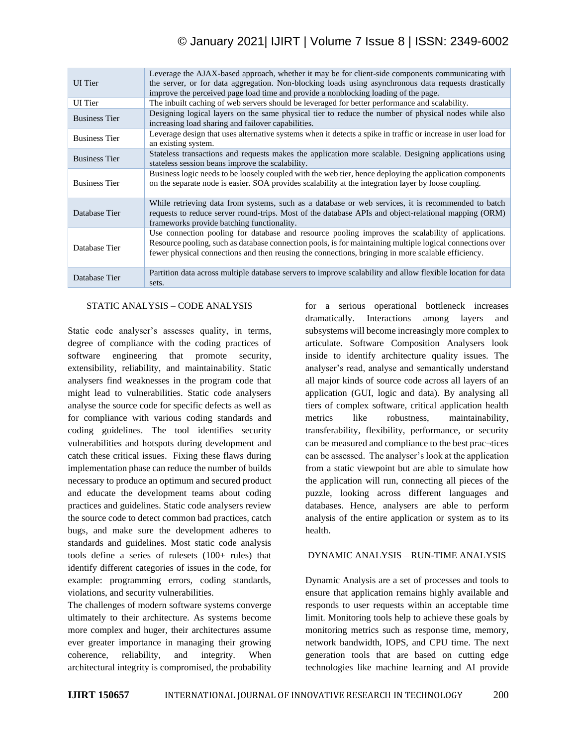| | |
|---|---|
| UI Tier | Leverage the AJAX-based approach, whether it may be for client-side components communicating with the server, or for data aggregation. Non-blocking loads using asynchronous data requests drastically improve the perceived page load time and provide a nonblocking loading of the page. |
| UI Tier | The inbuilt caching of web servers should be leveraged for better performance and scalability. |
| Business Tier | Designing logical layers on the same physical tier to reduce the number of physical nodes while also increasing load sharing and failover capabilities. |
| Business Tier | Leverage design that uses alternative systems when it detects a spike in traffic or increase in user load for an existing system. |
| Business Tier | Stateless transactions and requests makes the application more scalable. Designing applications using stateless session beans improve the scalability. |
| Business Tier | Business logic needs to be loosely coupled with the web tier, hence deploying the application components on the separate node is easier. SOA provides scalability at the integration layer by loose coupling. |
| Database Tier | While retrieving data from systems, such as a database or web services, it is recommended to batch requests to reduce server round-trips. Most of the database APIs and object-relational mapping (ORM) frameworks provide batching functionality. |
| Database Tier | Use connection pooling for database and resource pooling improves the scalability of applications. Resource pooling, such as database connection pools, is for maintaining multiple logical connections over fewer physical connections and then reusing the connections, bringing in more scalable efficiency. |
| Database Tier | Partition data across multiple database servers to improve scalability and allow flexible location for data sets. |

## STATIC ANALYSIS – CODE ANALYSIS

Static code analyser's assesses quality, in terms, degree of compliance with the coding practices of software engineering that promote security, extensibility, reliability, and maintainability. Static analysers find weaknesses in the program code that might lead to vulnerabilities. Static code analysers analyse the source code for specific defects as well as for compliance with various coding standards and coding guidelines. The tool identifies security vulnerabilities and hotspots during development and catch these critical issues. Fixing these flaws during implementation phase can reduce the number of builds necessary to produce an optimum and secured product and educate the development teams about coding practices and guidelines. Static code analysers review the source code to detect common bad practices, catch bugs, and make sure the development adheres to standards and guidelines. Most static code analysis tools define a series of rulesets (100+ rules) that identify different categories of issues in the code, for example: programming errors, coding standards, violations, and security vulnerabilities.

The challenges of modern software systems converge ultimately to their architecture. As systems become more complex and huger, their architectures assume ever greater importance in managing their growing coherence, reliability, and integrity. When architectural integrity is compromised, the probability for a serious operational bottleneck increases dramatically. Interactions among layers and subsystems will become increasingly more complex to articulate. Software Composition Analysers look inside to identify architecture quality issues. The analyser's read, analyse and semantically understand all major kinds of source code across all layers of an application (GUI, logic and data). By analysing all tiers of complex software, critical application health metrics like robustness, maintainability, transferability, flexibility, performance, or security can be measured and compliance to the best prac¬tices can be assessed. The analyser's look at the application from a static viewpoint but are able to simulate how the application will run, connecting all pieces of the puzzle, looking across different languages and databases. Hence, analysers are able to perform analysis of the entire application or system as to its health.

## DYNAMIC ANALYSIS – RUN-TIME ANALYSIS

Dynamic Analysis are a set of processes and tools to ensure that application remains highly available and responds to user requests within an acceptable time limit. Monitoring tools help to achieve these goals by monitoring metrics such as response time, memory, network bandwidth, IOPS, and CPU time. The next generation tools that are based on cutting edge technologies like machine learning and AI provide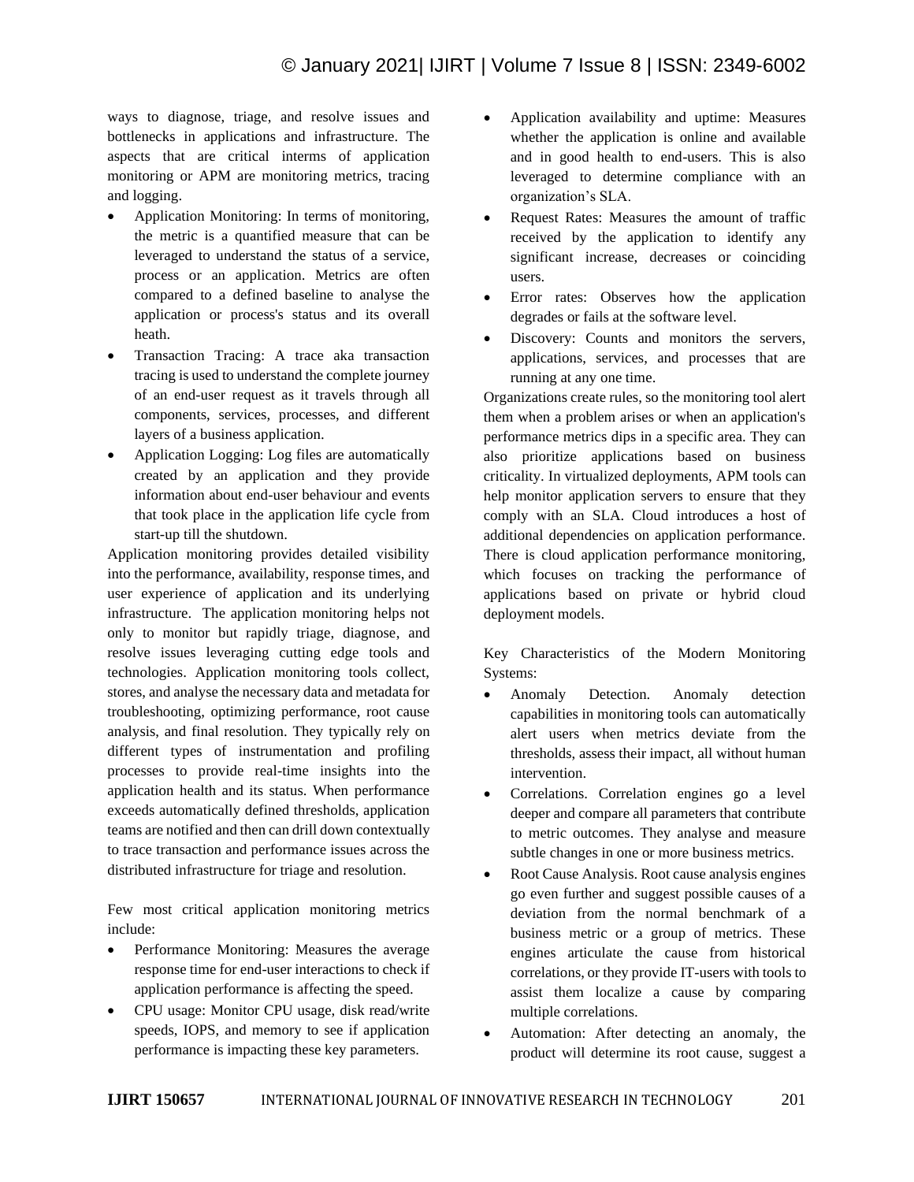ways to diagnose, triage, and resolve issues and bottlenecks in applications and infrastructure. The aspects that are critical interms of application monitoring or APM are monitoring metrics, tracing and logging.

- Application Monitoring: In terms of monitoring, the metric is a quantified measure that can be leveraged to understand the status of a service, process or an application. Metrics are often compared to a defined baseline to analyse the application or process's status and its overall heath.
- Transaction Tracing: A trace aka transaction tracing is used to understand the complete journey of an end-user request as it travels through all components, services, processes, and different layers of a business application.
- Application Logging: Log files are automatically created by an application and they provide information about end-user behaviour and events that took place in the application life cycle from start-up till the shutdown.

Application monitoring provides detailed visibility into the performance, availability, response times, and user experience of application and its underlying infrastructure. The application monitoring helps not only to monitor but rapidly triage, diagnose, and resolve issues leveraging cutting edge tools and technologies. Application monitoring tools collect, stores, and analyse the necessary data and metadata for troubleshooting, optimizing performance, root cause analysis, and final resolution. They typically rely on different types of instrumentation and profiling processes to provide real-time insights into the application health and its status. When performance exceeds automatically defined thresholds, application teams are notified and then can drill down contextually to trace transaction and performance issues across the distributed infrastructure for triage and resolution.

Few most critical application monitoring metrics include:

- Performance Monitoring: Measures the average response time for end-user interactions to check if application performance is affecting the speed.
- CPU usage: Monitor CPU usage, disk read/write speeds, IOPS, and memory to see if application performance is impacting these key parameters.
- Application availability and uptime: Measures whether the application is online and available and in good health to end-users. This is also leveraged to determine compliance with an organization's SLA.
- Request Rates: Measures the amount of traffic received by the application to identify any significant increase, decreases or coinciding users.
- Error rates: Observes how the application degrades or fails at the software level.
- Discovery: Counts and monitors the servers, applications, services, and processes that are running at any one time.

Organizations create rules, so the monitoring tool alert them when a problem arises or when an application's performance metrics dips in a specific area. They can also prioritize applications based on business criticality. In virtualized deployments, APM tools can help monitor application servers to ensure that they comply with an SLA. Cloud introduces a host of additional dependencies on application performance. There is cloud application performance monitoring, which focuses on tracking the performance of applications based on private or hybrid cloud deployment models.

Key Characteristics of the Modern Monitoring Systems:

- Anomaly Detection. Anomaly detection capabilities in monitoring tools can automatically alert users when metrics deviate from the thresholds, assess their impact, all without human intervention.
- Correlations. Correlation engines go a level deeper and compare all parameters that contribute to metric outcomes. They analyse and measure subtle changes in one or more business metrics.
- Root Cause Analysis. Root cause analysis engines go even further and suggest possible causes of a deviation from the normal benchmark of a business metric or a group of metrics. These engines articulate the cause from historical correlations, or they provide IT-users with tools to assist them localize a cause by comparing multiple correlations.
- Automation: After detecting an anomaly, the product will determine its root cause, suggest a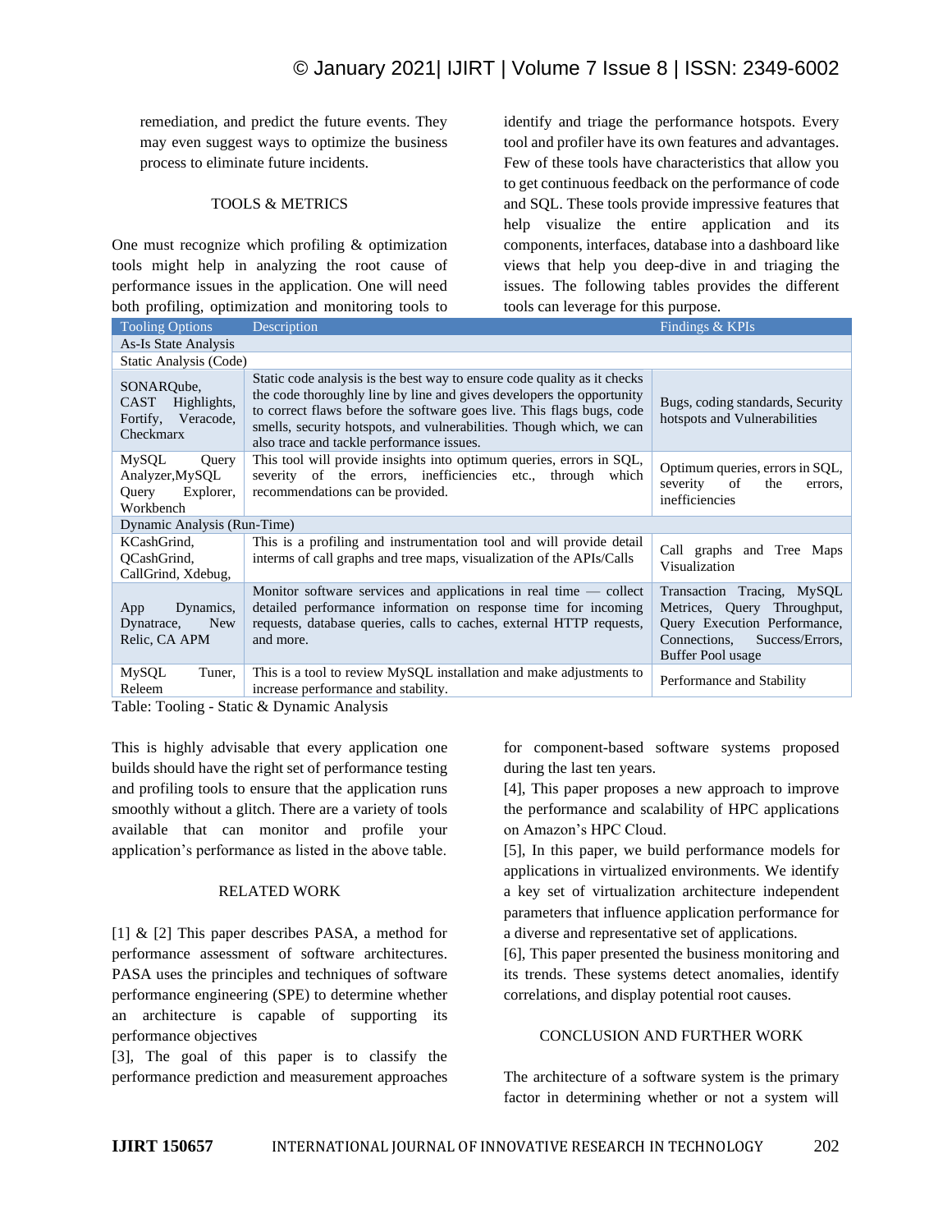remediation, and predict the future events. They may even suggest ways to optimize the business process to eliminate future incidents.

## TOOLS & METRICS

One must recognize which profiling & optimization tools might help in analyzing the root cause of performance issues in the application. One will need both profiling, optimization and monitoring tools to identify and triage the performance hotspots. Every tool and profiler have its own features and advantages. Few of these tools have characteristics that allow you to get continuous feedback on the performance of code and SQL. These tools provide impressive features that help visualize the entire application and its components, interfaces, database into a dashboard like views that help you deep-dive in and triaging the issues. The following tables provides the different tools can leverage for this purpose.

| Tooling Options | Description | Findings & KPIs |
|---|---|---|
| As-Is State Analysis | | |
| Static Analysis (Code) | | |
| SONARQube, CAST Highlights, Fortify, Veracode, Checkmarx | Static code analysis is the best way to ensure code quality as it checks the code thoroughly line by line and gives developers the opportunity to correct flaws before the software goes live. This flags bugs, code smells, security hotspots, and vulnerabilities. Though which, we can also trace and tackle performance issues. | Bugs, coding standards, Security hotspots and Vulnerabilities |
| MySQL Query Analyzer,MySQL Query Explorer, Workbench | This tool will provide insights into optimum queries, errors in SQL, severity of the errors, inefficiencies etc., through which recommendations can be provided. | Optimum queries, errors in SQL, severity of the errors, inefficiencies |
| Dynamic Analysis (Run-Time) | | |
| KCashGrind, QCashGrind, CallGrind, Xdebug, | This is a profiling and instrumentation tool and will provide detail interms of call graphs and tree maps, visualization of the APIs/Calls | Call graphs and Tree Maps Visualization |
| App Dynamics, Dynatrace, New Relic, CA APM | Monitor software services and applications in real time — collect detailed performance information on response time for incoming requests, database queries, calls to caches, external HTTP requests, and more. | Transaction Tracing, MySQL Metrices, Query Throughput, Query Execution Performance, Connections, Success/Errors, Buffer Pool usage |
| MySQL Tuner, Releem | This is a tool to review MySQL installation and make adjustments to increase performance and stability. | Performance and Stability |

Table: Tooling - Static & Dynamic Analysis

This is highly advisable that every application one builds should have the right set of performance testing and profiling tools to ensure that the application runs smoothly without a glitch. There are a variety of tools available that can monitor and profile your application's performance as listed in the above table.

## RELATED WORK

[1] & [2] This paper describes PASA, a method for performance assessment of software architectures. PASA uses the principles and techniques of software performance engineering (SPE) to determine whether an architecture is capable of supporting its performance objectives

[3], The goal of this paper is to classify the performance prediction and measurement approaches for component-based software systems proposed during the last ten years.

[4], This paper proposes a new approach to improve the performance and scalability of HPC applications on Amazon's HPC Cloud.

[5], In this paper, we build performance models for applications in virtualized environments. We identify a key set of virtualization architecture independent parameters that influence application performance for a diverse and representative set of applications.

[6], This paper presented the business monitoring and its trends. These systems detect anomalies, identify correlations, and display potential root causes.

## CONCLUSION AND FURTHER WORK

The architecture of a software system is the primary factor in determining whether or not a system will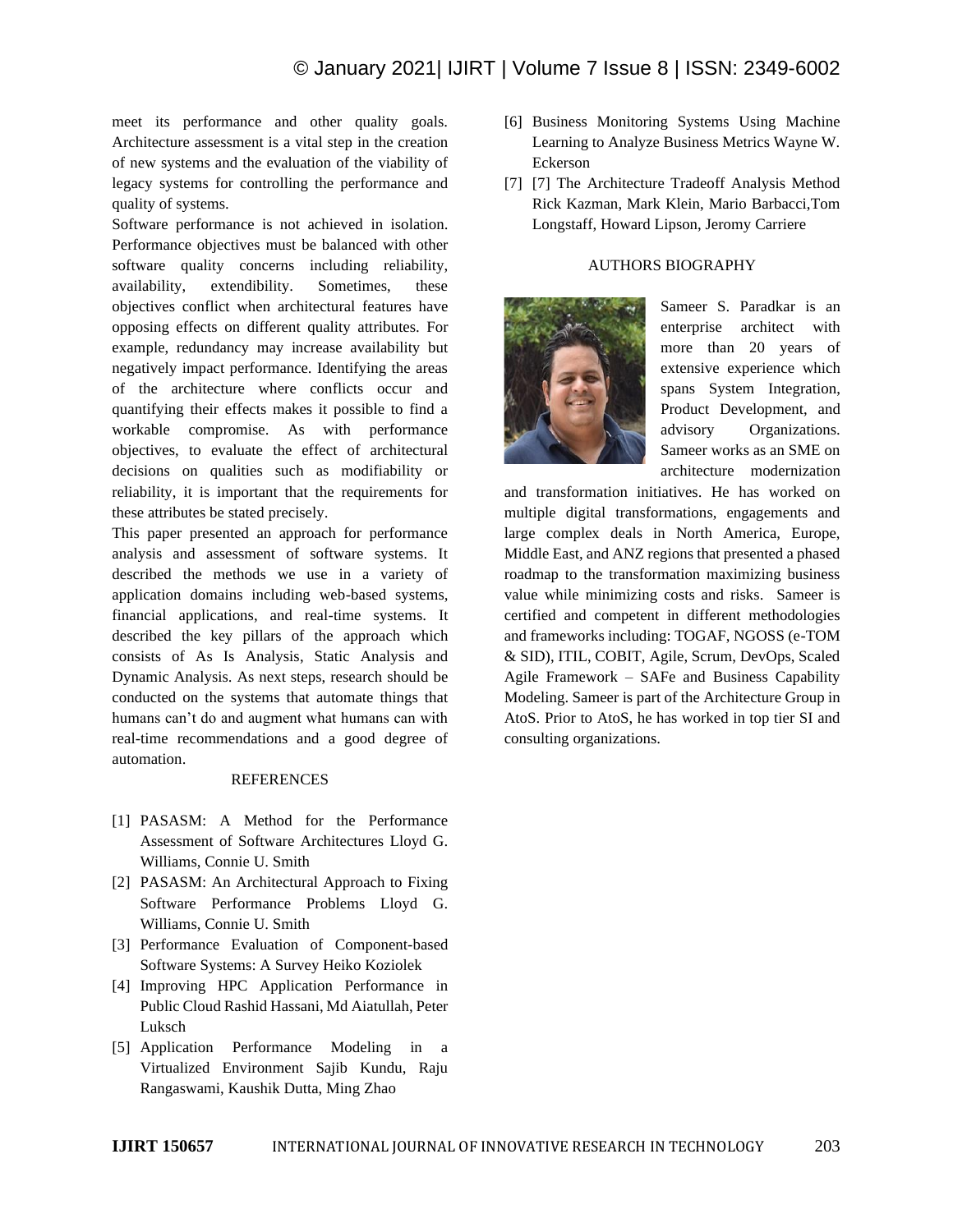meet its performance and other quality goals. Architecture assessment is a vital step in the creation of new systems and the evaluation of the viability of legacy systems for controlling the performance and quality of systems.

Software performance is not achieved in isolation. Performance objectives must be balanced with other software quality concerns including reliability, availability, extendibility. Sometimes, these objectives conflict when architectural features have opposing effects on different quality attributes. For example, redundancy may increase availability but negatively impact performance. Identifying the areas of the architecture where conflicts occur and quantifying their effects makes it possible to find a workable compromise. As with performance objectives, to evaluate the effect of architectural decisions on qualities such as modifiability or reliability, it is important that the requirements for these attributes be stated precisely.

This paper presented an approach for performance analysis and assessment of software systems. It described the methods we use in a variety of application domains including web-based systems, financial applications, and real-time systems. It described the key pillars of the approach which consists of As Is Analysis, Static Analysis and Dynamic Analysis. As next steps, research should be conducted on the systems that automate things that humans can't do and augment what humans can with real-time recommendations and a good degree of automation.

## REFERENCES

[1] PASASM: A Method for the Performance Assessment of Software Architectures Lloyd G. Williams, Connie U. Smith

[2] PASASM: An Architectural Approach to Fixing Software Performance Problems Lloyd G. Williams, Connie U. Smith

[3] Performance Evaluation of Component-based Software Systems: A Survey Heiko Koziolek

[4] Improving HPC Application Performance in Public Cloud Rashid Hassani, Md Aiatullah, Peter Luksch

[5] Application Performance Modeling in a Virtualized Environment Sajib Kundu, Raju Rangaswami, Kaushik Dutta, Ming Zhao

[6] Business Monitoring Systems Using Machine Learning to Analyze Business Metrics Wayne W. Eckerson

[7] [7] The Architecture Tradeoff Analysis Method Rick Kazman, Mark Klein, Mario Barbacci,Tom Longstaff, Howard Lipson, Jeromy Carriere

## AUTHORS BIOGRAPHY

Sameer S. Paradkar is an enterprise architect with more than 20 years of extensive experience which spans System Integration, Product Development, and advisory Organizations. Sameer works as an SME on architecture modernization and transformation initiatives. He has worked on multiple digital transformations, engagements and large complex deals in North America, Europe, Middle East, and ANZ regions that presented a phased roadmap to the transformation maximizing business value while minimizing costs and risks. Sameer is certified and competent in different methodologies and frameworks including: TOGAF, NGOSS (e-TOM & SID), ITIL, COBIT, Agile, Scrum, DevOps, Scaled Agile Framework – SAFe and Business Capability Modeling. Sameer is part of the Architecture Group in AtoS. Prior to AtoS, he has worked in top tier SI and consulting organizations.